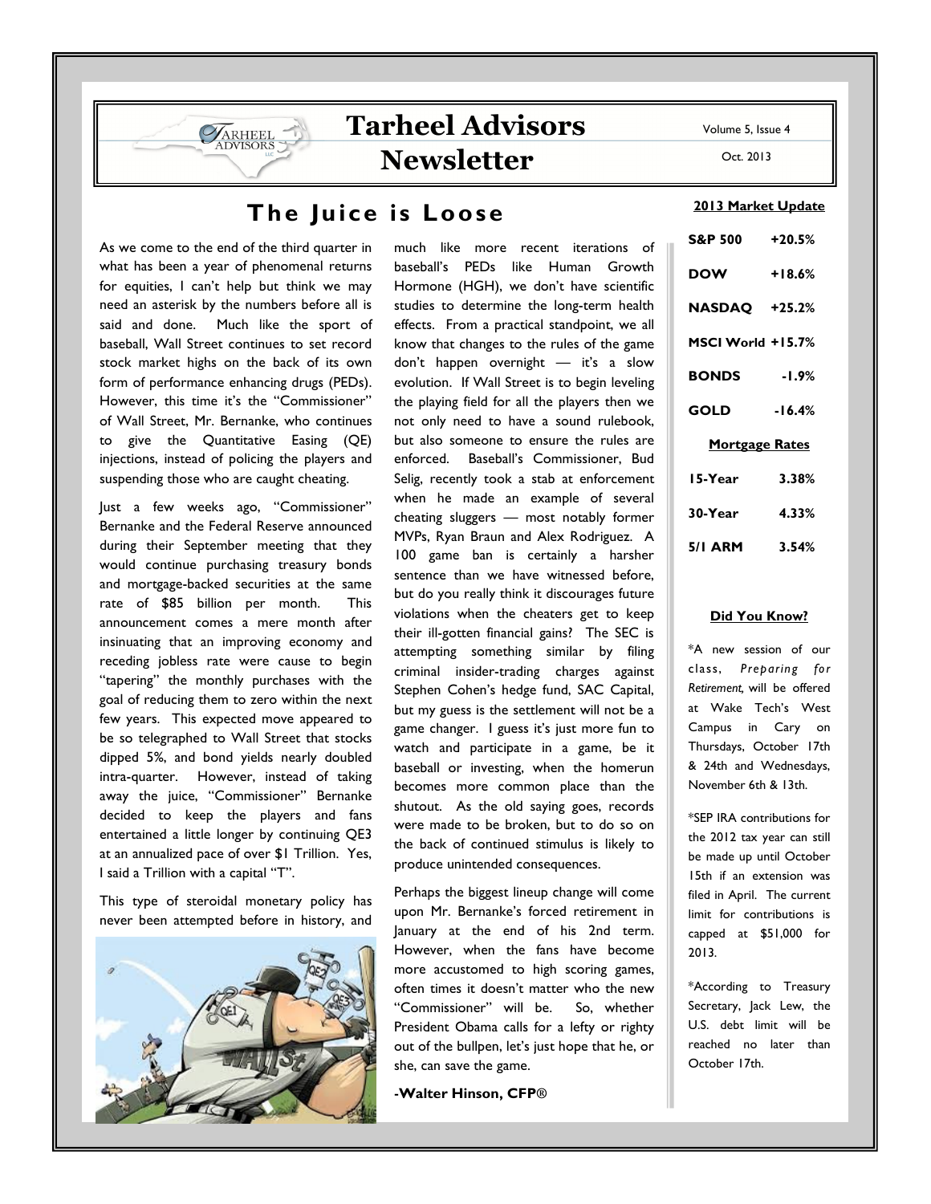# Tarheel Advisors Newsletter

Volume 5, Issue 4

Oct. 2013

## The Juice is Loose

As we come to the end of the third quarter in what has been a year of phenomenal returns for equities, I can't help but think we may need an asterisk by the numbers before all is said and done. Much like the sport of baseball, Wall Street continues to set record stock market highs on the back of its own form of performance enhancing drugs (PEDs). However, this time it's the "Commissioner" of Wall Street, Mr. Bernanke, who continues to give the Quantitative Easing (QE) injections, instead of policing the players and suspending those who are caught cheating.

Just a few weeks ago, "Commissioner" Bernanke and the Federal Reserve announced during their September meeting that they would continue purchasing treasury bonds and mortgage-backed securities at the same rate of $85 billion per month. This announcement comes a mere month after insinuating that an improving economy and receding jobless rate were cause to begin "tapering" the monthly purchases with the goal of reducing them to zero within the next few years. This expected move appeared to be so telegraphed to Wall Street that stocks dipped 5%, and bond yields nearly doubled intra-quarter. However, instead of taking away the juice, "Commissioner" Bernanke decided to keep the players and fans entertained a little longer by continuing QE3 at an annualized pace of over $1 Trillion. Yes, I said a Trillion with a capital "T".

This type of steroidal monetary policy has never been attempted before in history, and much like more recent iterations of baseball's PEDs like Human Growth Hormone (HGH), we don't have scientific studies to determine the long-term health effects. From a practical standpoint, we all know that changes to the rules of the game don't happen overnight — it's a slow evolution. If Wall Street is to begin leveling the playing field for all the players then we not only need to have a sound rulebook, but also someone to ensure the rules are enforced. Baseball's Commissioner, Bud Selig, recently took a stab at enforcement when he made an example of several cheating sluggers — most notably former MVPs, Ryan Braun and Alex Rodriguez. A 100 game ban is certainly a harsher sentence than we have witnessed before, but do you really think it discourages future violations when the cheaters get to keep their ill-gotten financial gains? The SEC is attempting something similar by filing criminal insider-trading charges against Stephen Cohen's hedge fund, SAC Capital, but my guess is the settlement will not be a game changer. I guess it's just more fun to watch and participate in a game, be it baseball or investing, when the homerun becomes more common place than the shutout. As the old saying goes, records were made to be broken, but to do so on the back of continued stimulus is likely to produce unintended consequences.

Perhaps the biggest lineup change will come upon Mr. Bernanke's forced retirement in January at the end of his 2nd term. However, when the fans have become more accustomed to high scoring games, often times it doesn't matter who the new "Commissioner" will be. So, whether President Obama calls for a lefty or righty out of the bullpen, let's just hope that he, or she, can save the game.

**-Walter Hinson, CFP®**

### 2013 Market Update

| | |
|---|---|
| S&P 500 | +20.5% |
| DOW | +18.6% |
| NASDAQ | +25.2% |
| MSCI World | +15.7% |
| BONDS | -1.9% |
| GOLD | -16.4% |

### Mortgage Rates

| | |
|---|---|
| 15-Year | 3.38% |
| 30-Year | 4.33% |
| 5/1 ARM | 3.54% |

### Did You Know?

*A new session of our class, *Preparing for Retirement,* will be offered at Wake Tech's West Campus in Cary on Thursdays, October 17th & 24th and Wednesdays, November 6th & 13th.

*SEP IRA contributions for the 2012 tax year can still be made up until October 15th if an extension was filed in April. The current limit for contributions is capped at $51,000 for 2013.

*According to Treasury Secretary, Jack Lew, the U.S. debt limit will be reached no later than October 17th.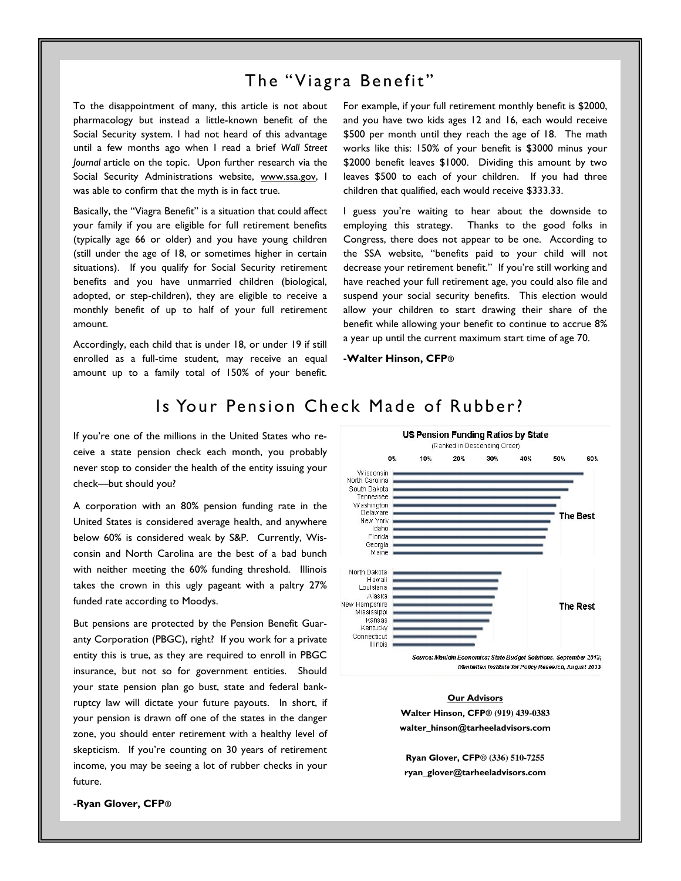## The "Viagra Benefit"

To the disappointment of many, this article is not about pharmacology but instead a little-known benefit of the Social Security system. I had not heard of this advantage until a few months ago when I read a brief *Wall Street Journal* article on the topic. Upon further research via the Social Security Administrations website, www.ssa.gov, I was able to confirm that the myth is in fact true.

Basically, the "Viagra Benefit" is a situation that could affect your family if you are eligible for full retirement benefits (typically age 66 or older) and you have young children (still under the age of 18, or sometimes higher in certain situations). If you qualify for Social Security retirement benefits and you have unmarried children (biological, adopted, or step-children), they are eligible to receive a monthly benefit of up to half of your full retirement amount.

Accordingly, each child that is under 18, or under 19 if still enrolled as a full-time student, may receive an equal amount up to a family total of 150% of your benefit. For example, if your full retirement monthly benefit is $2000, and you have two kids ages 12 and 16, each would receive $500 per month until they reach the age of 18. The math works like this: 150% of your benefit is $3000 minus your $2000 benefit leaves $1000. Dividing this amount by two leaves $500 to each of your children. If you had three children that qualified, each would receive $333.33.

I guess you're waiting to hear about the downside to employing this strategy. Thanks to the good folks in Congress, there does not appear to be one. According to the SSA website, "benefits paid to your child will not decrease your retirement benefit." If you're still working and have reached your full retirement age, you could also file and suspend your social security benefits. This election would allow your children to start drawing their share of the benefit while allowing your benefit to continue to accrue 8% a year up until the current maximum start time of age 70.

**-Walter Hinson, CFP®**

## Is Your Pension Check Made of Rubber?

If you're one of the millions in the United States who receive a state pension check each month, you probably never stop to consider the health of the entity issuing your check—but should you?

A corporation with an 80% pension funding rate in the United States is considered average health, and anywhere below 60% is considered weak by S&P. Currently, Wisconsin and North Carolina are the best of a bad bunch with neither meeting the 60% funding threshold. Illinois takes the crown in this ugly pageant with a paltry 27% funded rate according to Moodys.

But pensions are protected by the Pension Benefit Guaranty Corporation (PBGC), right? If you work for a private entity this is true, as they are required to enroll in PBGC insurance, but not so for government entities. Should your state pension plan go bust, state and federal bankruptcy law will dictate your future payouts. In short, if your pension is drawn off one of the states in the danger zone, you should enter retirement with a healthy level of skepticism. If you're counting on 30 years of retirement income, you may be seeing a lot of rubber checks in your future.

**-Ryan Glover, CFP®**

US Pension Funding Ratios by State
(Ranked in Descending Order)

0% 10% 20% 30% 40% 50% 60%

The Best: Wisconsin, North Carolina, South Dakota, Tennessee, Washington, Delaware, New York, Idaho, Florida, Georgia, Maine

The Rest: North Dakota, Hawaii, Louisiana, Alaska, New Hampshire, Mississippi, Kansas, Kentucky, Connecticut, Illinois

*Source: Mauldin Economics; State Budget Solutions, September 2013; Manhattan Institute for Policy Research, August 2013*

**Our Advisors**

**Walter Hinson, CFP® (919) 439-0383**
**walter_hinson@tarheeladvisors.com**

**Ryan Glover, CFP® (336) 510-7255**
**ryan_glover@tarheeladvisors.com**